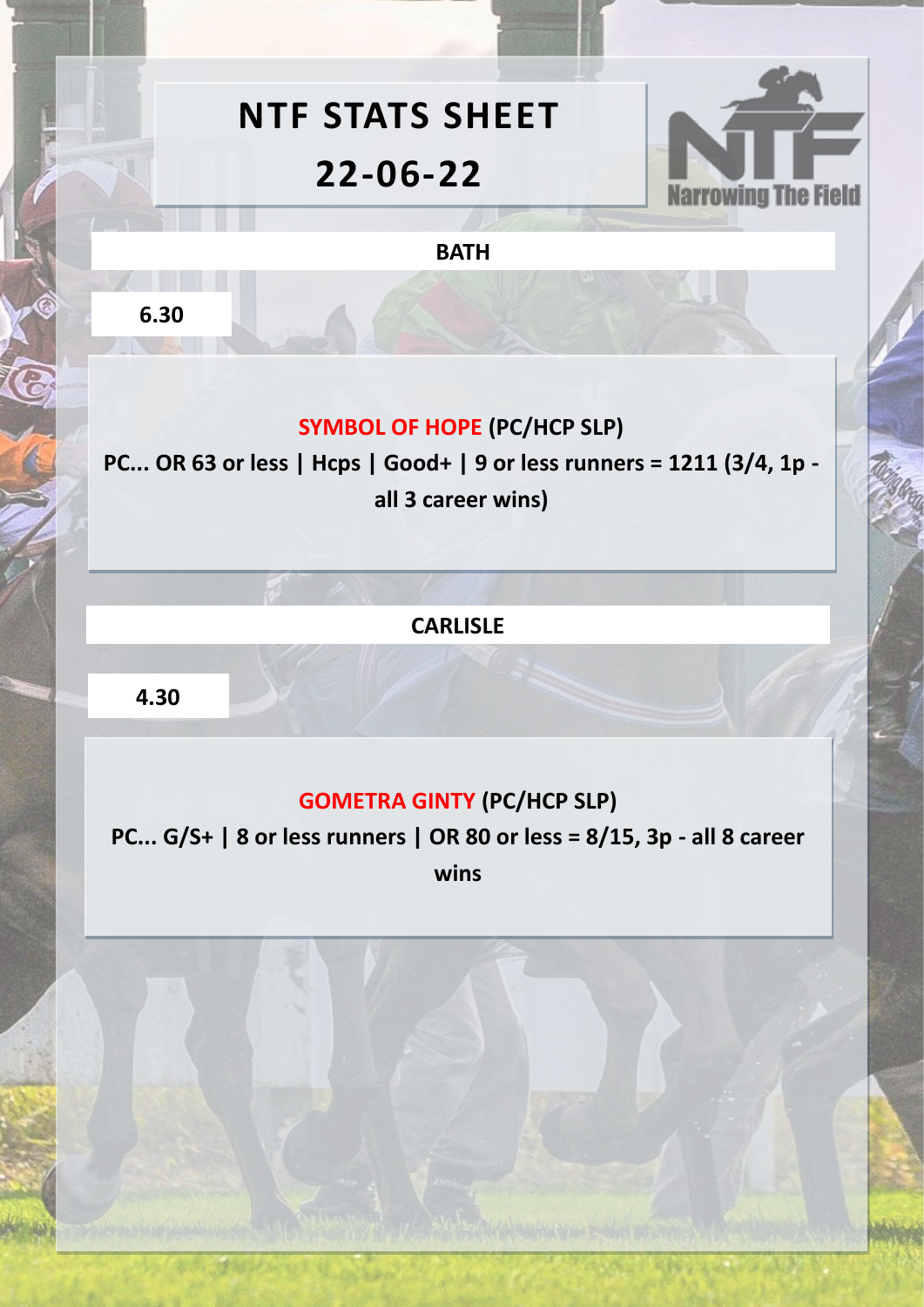# NTF STATS SHEET

# 22-06-22

Narrowing The Field

## BATH

### 6.30

**SYMBOL OF HOPE (PC/HCP SLP)**

**PC... OR 63 or less | Hcps | Good+ | 9 or less runners = 1211 (3/4, 1p - all 3 career wins)**

## CARLISLE

### 4.30

**GOMETRA GINTY (PC/HCP SLP)**

**PC... G/S+ | 8 or less runners | OR 80 or less = 8/15, 3p - all 8 career wins**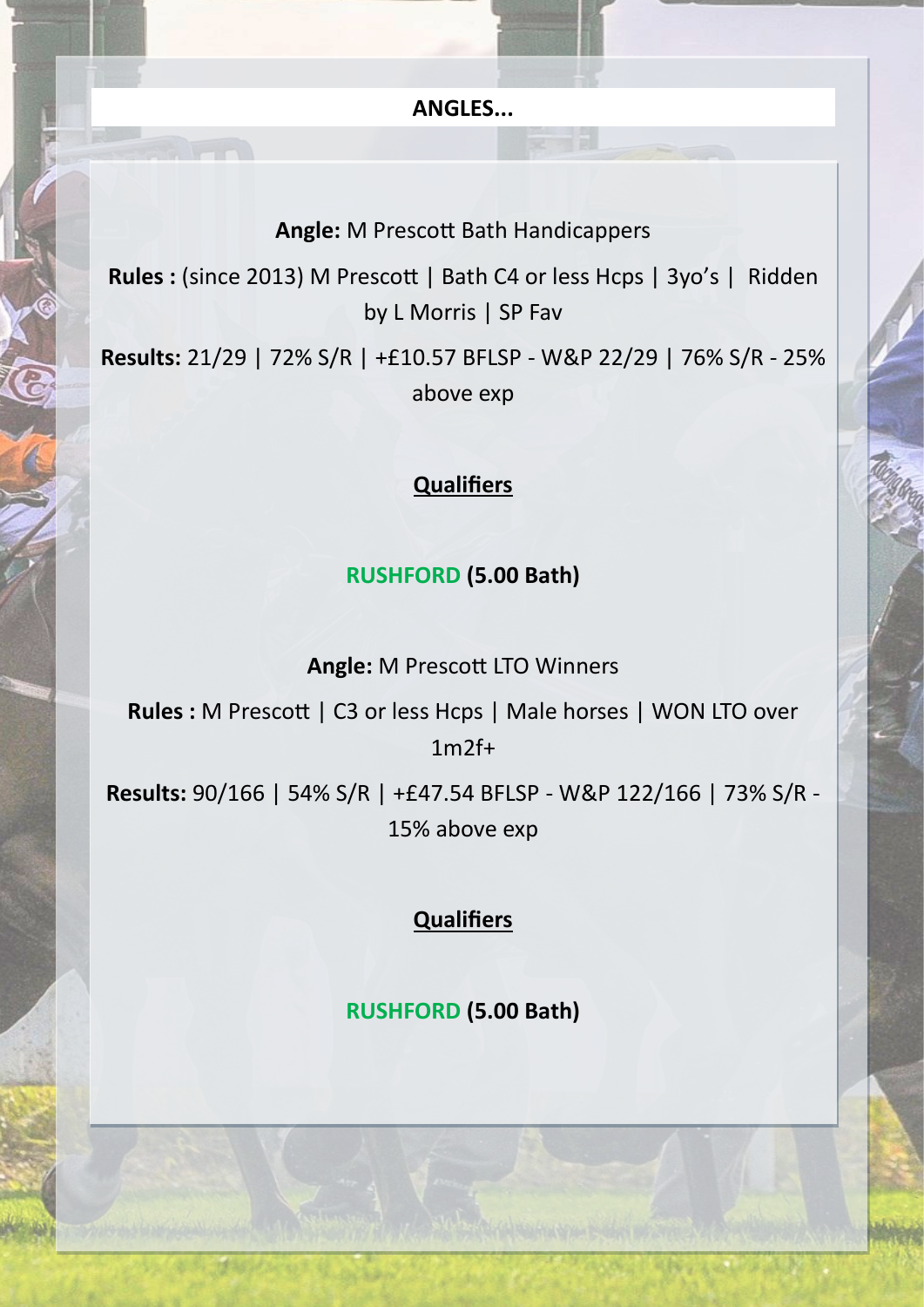## ANGLES...

**Angle:** M Prescott Bath Handicappers

**Rules :** (since 2013) M Prescott | Bath C4 or less Hcps | 3yo's | Ridden by L Morris | SP Fav

**Results:** 21/29 | 72% S/R | +£10.57 BFLSP - W&P 22/29 | 76% S/R - 25% above exp

**Qualifiers**

**RUSHFORD (5.00 Bath)**

**Angle:** M Prescott LTO Winners

**Rules :** M Prescott | C3 or less Hcps | Male horses | WON LTO over 1m2f+

**Results:** 90/166 | 54% S/R | +£47.54 BFLSP - W&P 122/166 | 73% S/R - 15% above exp

**Qualifiers**

**RUSHFORD (5.00 Bath)**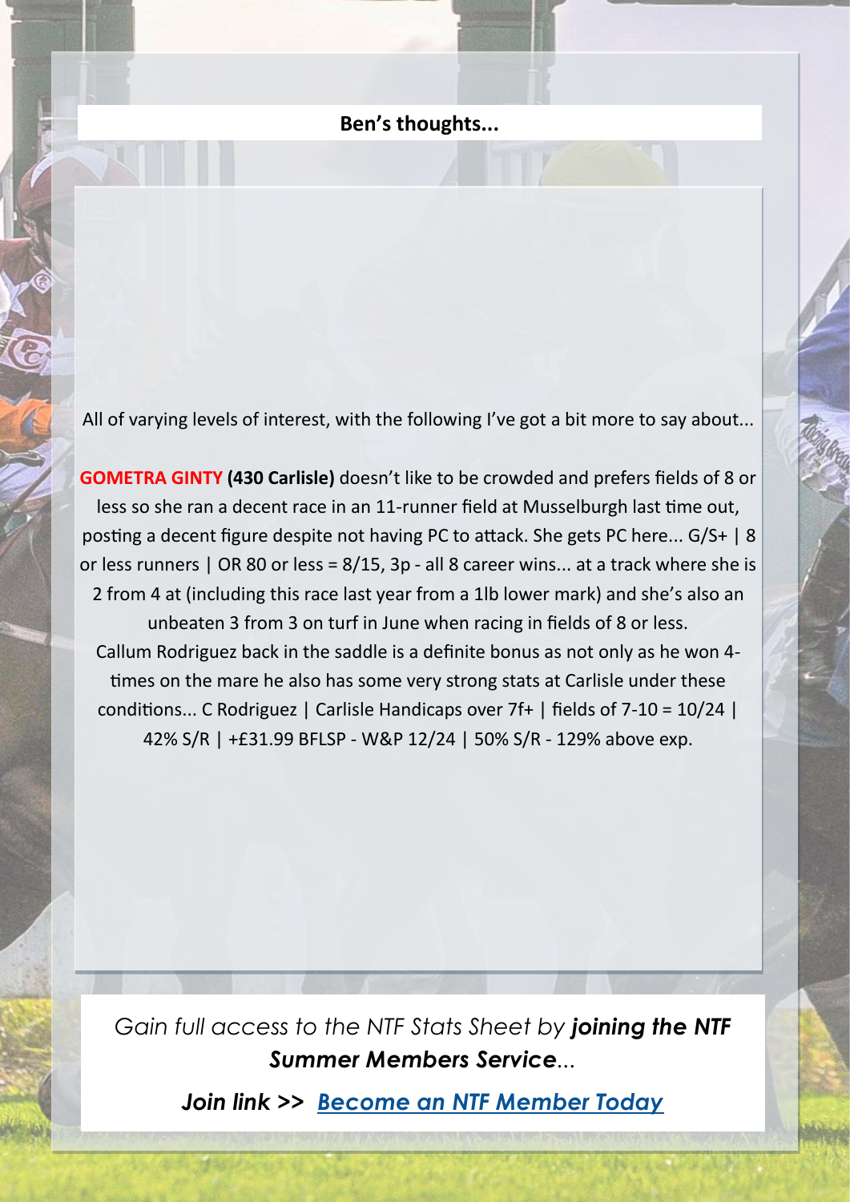**Ben's thoughts...**

All of varying levels of interest, with the following I've got a bit more to say about...

**GOMETRA GINTY (430 Carlisle)** doesn't like to be crowded and prefers fields of 8 or less so she ran a decent race in an 11-runner field at Musselburgh last time out, posting a decent figure despite not having PC to attack. She gets PC here... G/S+ | 8 or less runners | OR 80 or less = 8/15, 3p - all 8 career wins... at a track where she is 2 from 4 at (including this race last year from a 1lb lower mark) and she's also an unbeaten 3 from 3 on turf in June when racing in fields of 8 or less. Callum Rodriguez back in the saddle is a definite bonus as not only as he won 4-times on the mare he also has some very strong stats at Carlisle under these conditions... C Rodriguez | Carlisle Handicaps over 7f+ | fields of 7-10 = 10/24 | 42% S/R | +£31.99 BFLSP - W&P 12/24 | 50% S/R - 129% above exp.

*Gain full access to the NTF Stats Sheet by **joining the NTF Summer Members Service**...*

***Join link >> Become an NTF Member Today***